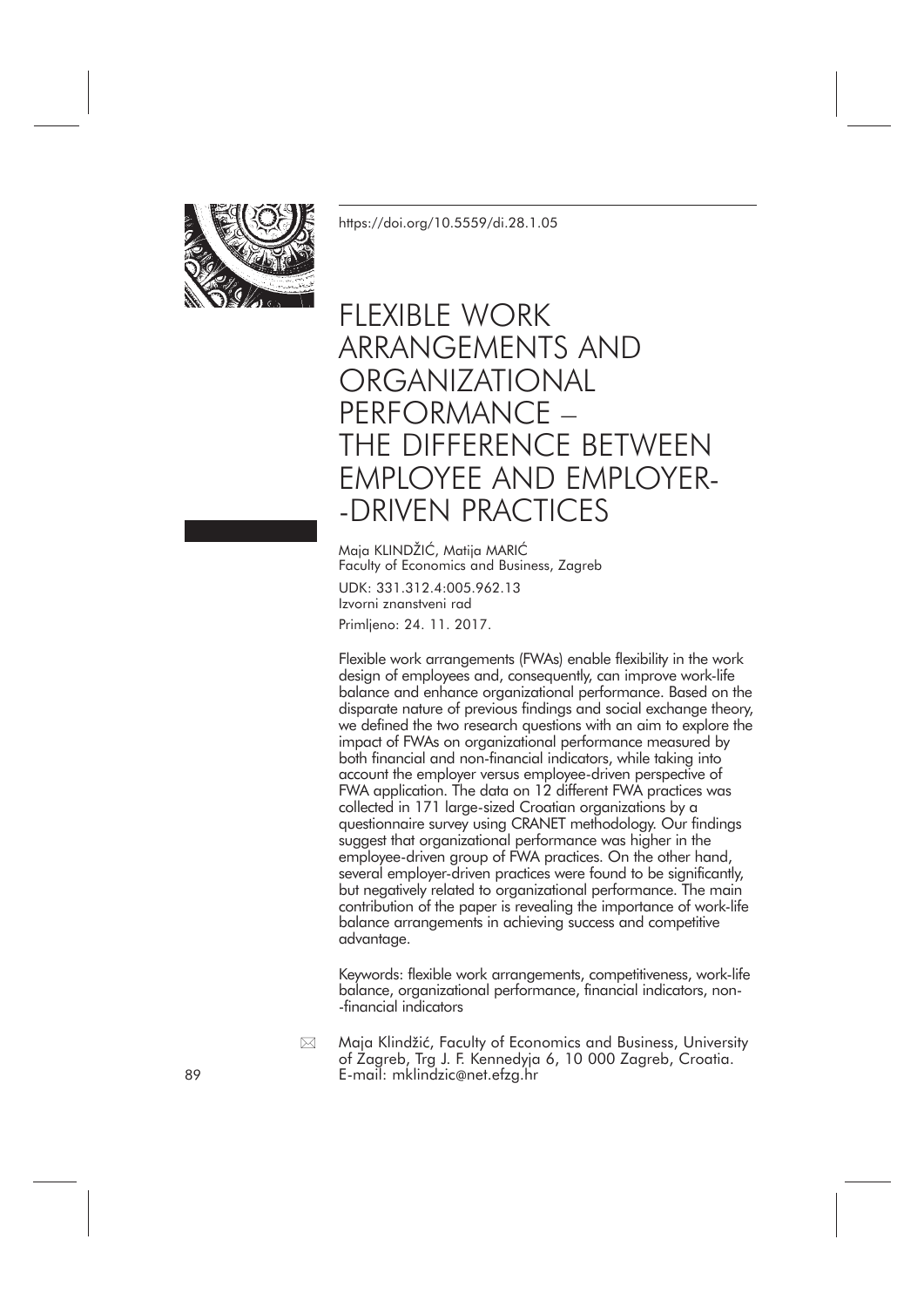https://doi.org/10.5559/di.28.1.05

# FLEXIBLE WORK ARRANGEMENTS AND ORGANIZATIONAL PERFORMANCE – THE DIFFERENCE BETWEEN EMPLOYEE AND EMPLOYER-DRIVEN PRACTICES

Maja KLINDŽIĆ, Matija MARIĆ
Faculty of Economics and Business, Zagreb

UDK: 331.312.4:005.962.13
Izvorni znanstveni rad
Primljeno: 24. 11. 2017.

Flexible work arrangements (FWAs) enable flexibility in the work design of employees and, consequently, can improve work-life balance and enhance organizational performance. Based on the disparate nature of previous findings and social exchange theory, we defined the two research questions with an aim to explore the impact of FWAs on organizational performance measured by both financial and non-financial indicators, while taking into account the employer versus employee-driven perspective of FWA application. The data on 12 different FWA practices was collected in 171 large-sized Croatian organizations by a questionnaire survey using CRANET methodology. Our findings suggest that organizational performance was higher in the employee-driven group of FWA practices. On the other hand, several employer-driven practices were found to be significantly, but negatively related to organizational performance. The main contribution of the paper is revealing the importance of work-life balance arrangements in achieving success and competitive advantage.

Keywords: flexible work arrangements, competitiveness, work-life balance, organizational performance, financial indicators, non-financial indicators

✉ Maja Klindžić, Faculty of Economics and Business, University of Zagreb, Trg J. F. Kennedyja 6, 10 000 Zagreb, Croatia. E-mail: mklindzic@net.efzg.hr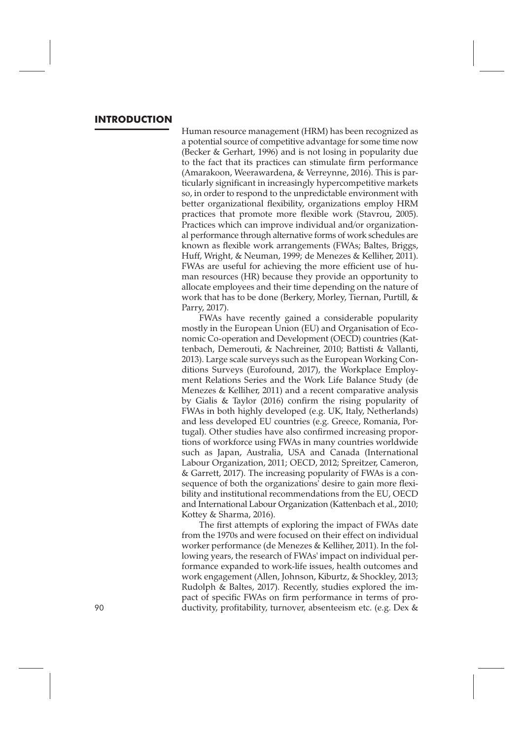## INTRODUCTION

Human resource management (HRM) has been recognized as a potential source of competitive advantage for some time now (Becker & Gerhart, 1996) and is not losing in popularity due to the fact that its practices can stimulate firm performance (Amarakoon, Weerawardena, & Verreynne, 2016). This is particularly significant in increasingly hypercompetitive markets so, in order to respond to the unpredictable environment with better organizational flexibility, organizations employ HRM practices that promote more flexible work (Stavrou, 2005). Practices which can improve individual and/or organizational performance through alternative forms of work schedules are known as flexible work arrangements (FWAs; Baltes, Briggs, Huff, Wright, & Neuman, 1999; de Menezes & Kelliher, 2011). FWAs are useful for achieving the more efficient use of human resources (HR) because they provide an opportunity to allocate employees and their time depending on the nature of work that has to be done (Berkery, Morley, Tiernan, Purtill, & Parry, 2017).

FWAs have recently gained a considerable popularity mostly in the European Union (EU) and Organisation of Economic Co-operation and Development (OECD) countries (Kattenbach, Demerouti, & Nachreiner, 2010; Battisti & Vallanti, 2013). Large scale surveys such as the European Working Conditions Surveys (Eurofound, 2017), the Workplace Employment Relations Series and the Work Life Balance Study (de Menezes & Kelliher, 2011) and a recent comparative analysis by Gialis & Taylor (2016) confirm the rising popularity of FWAs in both highly developed (e.g. UK, Italy, Netherlands) and less developed EU countries (e.g. Greece, Romania, Portugal). Other studies have also confirmed increasing proportions of workforce using FWAs in many countries worldwide such as Japan, Australia, USA and Canada (International Labour Organization, 2011; OECD, 2012; Spreitzer, Cameron, & Garrett, 2017). The increasing popularity of FWAs is a consequence of both the organizations' desire to gain more flexibility and institutional recommendations from the EU, OECD and International Labour Organization (Kattenbach et al., 2010; Kottey & Sharma, 2016).

The first attempts of exploring the impact of FWAs date from the 1970s and were focused on their effect on individual worker performance (de Menezes & Kelliher, 2011). In the following years, the research of FWAs' impact on individual performance expanded to work-life issues, health outcomes and work engagement (Allen, Johnson, Kiburtz, & Shockley, 2013; Rudolph & Baltes, 2017). Recently, studies explored the impact of specific FWAs on firm performance in terms of productivity, profitability, turnover, absenteeism etc. (e.g. Dex &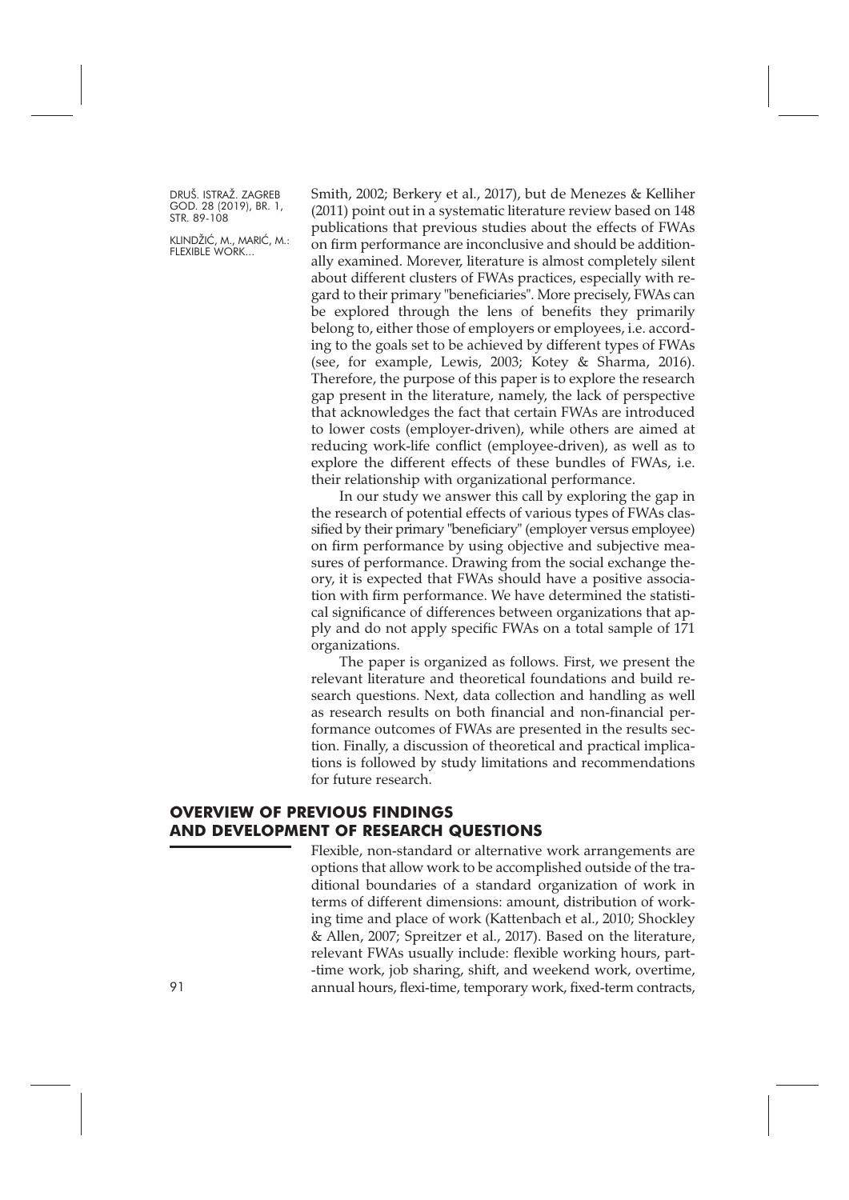Smith, 2002; Berkery et al., 2017), but de Menezes & Kelliher (2011) point out in a systematic literature review based on 148 publications that previous studies about the effects of FWAs on firm performance are inconclusive and should be additionally examined. Morever, literature is almost completely silent about different clusters of FWAs practices, especially with regard to their primary "beneficiaries". More precisely, FWAs can be explored through the lens of benefits they primarily belong to, either those of employers or employees, i.e. according to the goals set to be achieved by different types of FWAs (see, for example, Lewis, 2003; Kotey & Sharma, 2016). Therefore, the purpose of this paper is to explore the research gap present in the literature, namely, the lack of perspective that acknowledges the fact that certain FWAs are introduced to lower costs (employer-driven), while others are aimed at reducing work-life conflict (employee-driven), as well as to explore the different effects of these bundles of FWAs, i.e. their relationship with organizational performance.

In our study we answer this call by exploring the gap in the research of potential effects of various types of FWAs classified by their primary "beneficiary" (employer versus employee) on firm performance by using objective and subjective measures of performance. Drawing from the social exchange theory, it is expected that FWAs should have a positive association with firm performance. We have determined the statistical significance of differences between organizations that apply and do not apply specific FWAs on a total sample of 171 organizations.

The paper is organized as follows. First, we present the relevant literature and theoretical foundations and build research questions. Next, data collection and handling as well as research results on both financial and non-financial performance outcomes of FWAs are presented in the results section. Finally, a discussion of theoretical and practical implications is followed by study limitations and recommendations for future research.

## OVERVIEW OF PREVIOUS FINDINGS AND DEVELOPMENT OF RESEARCH QUESTIONS

Flexible, non-standard or alternative work arrangements are options that allow work to be accomplished outside of the traditional boundaries of a standard organization of work in terms of different dimensions: amount, distribution of working time and place of work (Kattenbach et al., 2010; Shockley & Allen, 2007; Spreitzer et al., 2017). Based on the literature, relevant FWAs usually include: flexible working hours, part-time work, job sharing, shift, and weekend work, overtime, annual hours, flexi-time, temporary work, fixed-term contracts,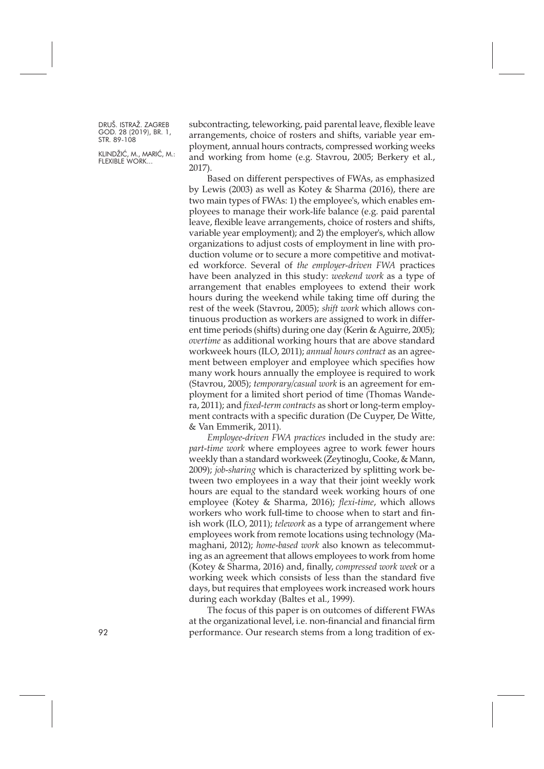subcontracting, teleworking, paid parental leave, flexible leave arrangements, choice of rosters and shifts, variable year employment, annual hours contracts, compressed working weeks and working from home (e.g. Stavrou, 2005; Berkery et al., 2017).

Based on different perspectives of FWAs, as emphasized by Lewis (2003) as well as Kotey & Sharma (2016), there are two main types of FWAs: 1) the employee's, which enables employees to manage their work-life balance (e.g. paid parental leave, flexible leave arrangements, choice of rosters and shifts, variable year employment); and 2) the employer's, which allow organizations to adjust costs of employment in line with production volume or to secure a more competitive and motivated workforce. Several of *the employer-driven FWA* practices have been analyzed in this study: *weekend work* as a type of arrangement that enables employees to extend their work hours during the weekend while taking time off during the rest of the week (Stavrou, 2005); *shift work* which allows continuous production as workers are assigned to work in different time periods (shifts) during one day (Kerin & Aguirre, 2005); *overtime* as additional working hours that are above standard workweek hours (ILO, 2011); *annual hours contract* as an agreement between employer and employee which specifies how many work hours annually the employee is required to work (Stavrou, 2005); *temporary/casual work* is an agreement for employment for a limited short period of time (Thomas Wandera, 2011); and *fixed-term contracts* as short or long-term employment contracts with a specific duration (De Cuyper, De Witte, & Van Emmerik, 2011).

*Employee-driven FWA practices* included in the study are: *part-time work* where employees agree to work fewer hours weekly than a standard workweek (Zeytinoglu, Cooke, & Mann, 2009); *job-sharing* which is characterized by splitting work between two employees in a way that their joint weekly work hours are equal to the standard week working hours of one employee (Kotey & Sharma, 2016); *flexi-time*, which allows workers who work full-time to choose when to start and finish work (ILO, 2011); *telework* as a type of arrangement where employees work from remote locations using technology (Mamaghani, 2012); *home-based work* also known as telecommuting as an agreement that allows employees to work from home (Kotey & Sharma, 2016) and, finally, *compressed work week* or a working week which consists of less than the standard five days, but requires that employees work increased work hours during each workday (Baltes et al., 1999).

The focus of this paper is on outcomes of different FWAs at the organizational level, i.e. non-financial and financial firm performance. Our research stems from a long tradition of ex-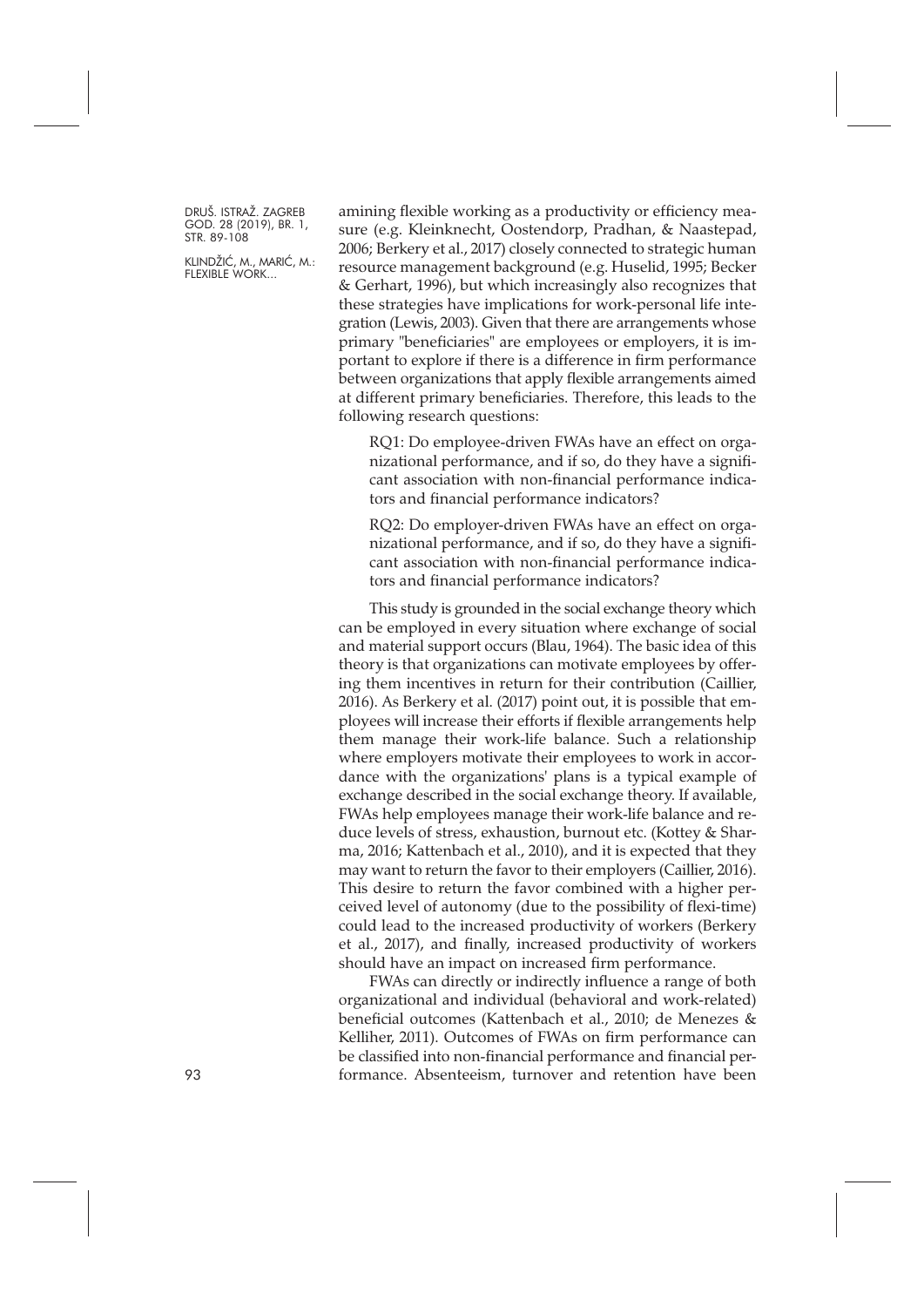amining flexible working as a productivity or efficiency measure (e.g. Kleinknecht, Oostendorp, Pradhan, & Naastepad, 2006; Berkery et al., 2017) closely connected to strategic human resource management background (e.g. Huselid, 1995; Becker & Gerhart, 1996), but which increasingly also recognizes that these strategies have implications for work-personal life integration (Lewis, 2003). Given that there are arrangements whose primary "beneficiaries" are employees or employers, it is important to explore if there is a difference in firm performance between organizations that apply flexible arrangements aimed at different primary beneficiaries. Therefore, this leads to the following research questions:

> RQ1: Do employee-driven FWAs have an effect on organizational performance, and if so, do they have a significant association with non-financial performance indicators and financial performance indicators?
>
> RQ2: Do employer-driven FWAs have an effect on organizational performance, and if so, do they have a significant association with non-financial performance indicators and financial performance indicators?

This study is grounded in the social exchange theory which can be employed in every situation where exchange of social and material support occurs (Blau, 1964). The basic idea of this theory is that organizations can motivate employees by offering them incentives in return for their contribution (Caillier, 2016). As Berkery et al. (2017) point out, it is possible that employees will increase their efforts if flexible arrangements help them manage their work-life balance. Such a relationship where employers motivate their employees to work in accordance with the organizations' plans is a typical example of exchange described in the social exchange theory. If available, FWAs help employees manage their work-life balance and reduce levels of stress, exhaustion, burnout etc. (Kottey & Sharma, 2016; Kattenbach et al., 2010), and it is expected that they may want to return the favor to their employers (Caillier, 2016). This desire to return the favor combined with a higher perceived level of autonomy (due to the possibility of flexi-time) could lead to the increased productivity of workers (Berkery et al., 2017), and finally, increased productivity of workers should have an impact on increased firm performance.

FWAs can directly or indirectly influence a range of both organizational and individual (behavioral and work-related) beneficial outcomes (Kattenbach et al., 2010; de Menezes & Kelliher, 2011). Outcomes of FWAs on firm performance can be classified into non-financial performance and financial performance. Absenteeism, turnover and retention have been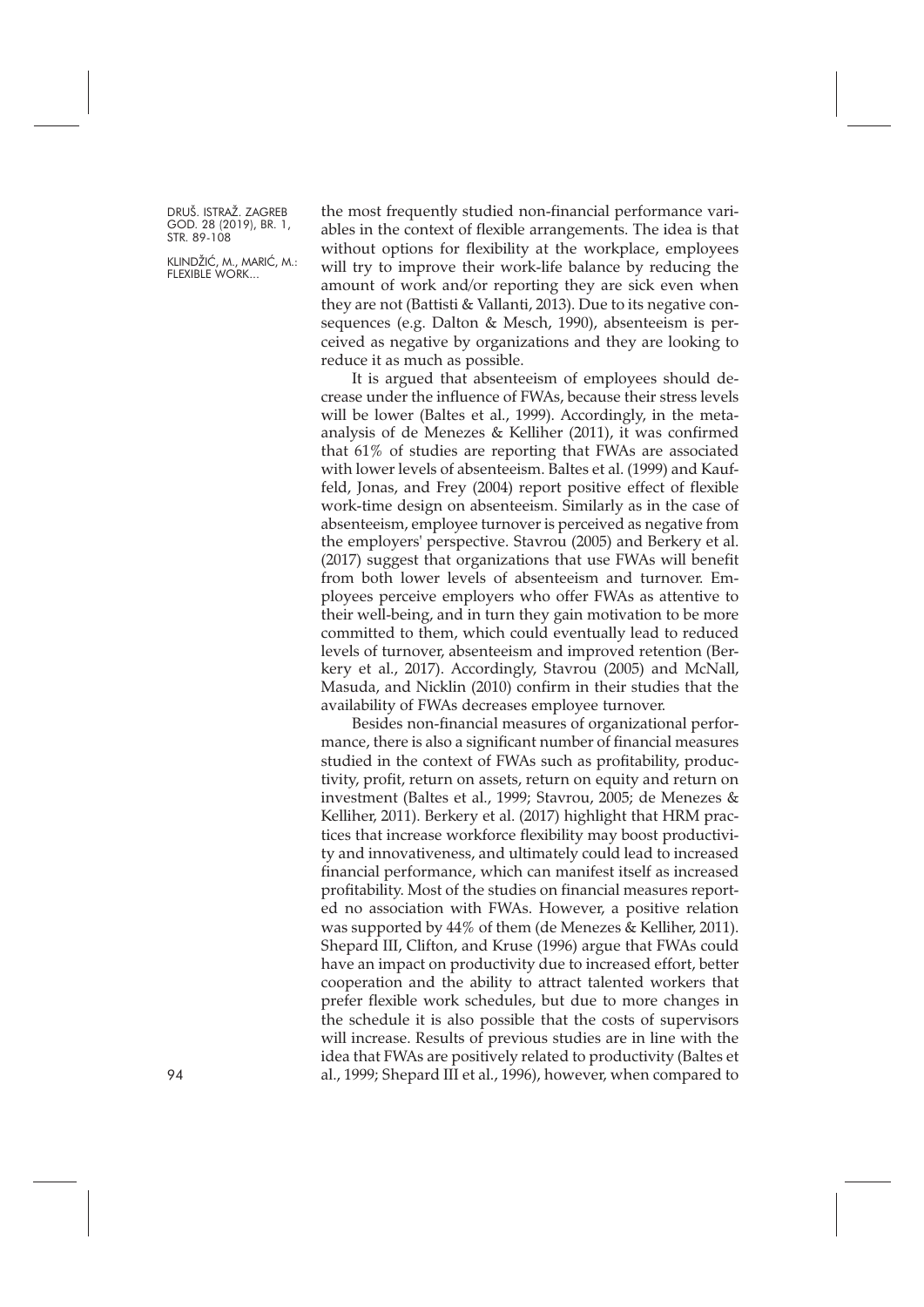the most frequently studied non-financial performance variables in the context of flexible arrangements. The idea is that without options for flexibility at the workplace, employees will try to improve their work-life balance by reducing the amount of work and/or reporting they are sick even when they are not (Battisti & Vallanti, 2013). Due to its negative consequences (e.g. Dalton & Mesch, 1990), absenteeism is perceived as negative by organizations and they are looking to reduce it as much as possible.

It is argued that absenteeism of employees should decrease under the influence of FWAs, because their stress levels will be lower (Baltes et al., 1999). Accordingly, in the meta-analysis of de Menezes & Kelliher (2011), it was confirmed that 61% of studies are reporting that FWAs are associated with lower levels of absenteeism. Baltes et al. (1999) and Kauffeld, Jonas, and Frey (2004) report positive effect of flexible work-time design on absenteeism. Similarly as in the case of absenteeism, employee turnover is perceived as negative from the employers' perspective. Stavrou (2005) and Berkery et al. (2017) suggest that organizations that use FWAs will benefit from both lower levels of absenteeism and turnover. Employees perceive employers who offer FWAs as attentive to their well-being, and in turn they gain motivation to be more committed to them, which could eventually lead to reduced levels of turnover, absenteeism and improved retention (Berkery et al., 2017). Accordingly, Stavrou (2005) and McNall, Masuda, and Nicklin (2010) confirm in their studies that the availability of FWAs decreases employee turnover.

Besides non-financial measures of organizational performance, there is also a significant number of financial measures studied in the context of FWAs such as profitability, productivity, profit, return on assets, return on equity and return on investment (Baltes et al., 1999; Stavrou, 2005; de Menezes & Kelliher, 2011). Berkery et al. (2017) highlight that HRM practices that increase workforce flexibility may boost productivity and innovativeness, and ultimately could lead to increased financial performance, which can manifest itself as increased profitability. Most of the studies on financial measures reported no association with FWAs. However, a positive relation was supported by 44% of them (de Menezes & Kelliher, 2011). Shepard III, Clifton, and Kruse (1996) argue that FWAs could have an impact on productivity due to increased effort, better cooperation and the ability to attract talented workers that prefer flexible work schedules, but due to more changes in the schedule it is also possible that the costs of supervisors will increase. Results of previous studies are in line with the idea that FWAs are positively related to productivity (Baltes et al., 1999; Shepard III et al., 1996), however, when compared to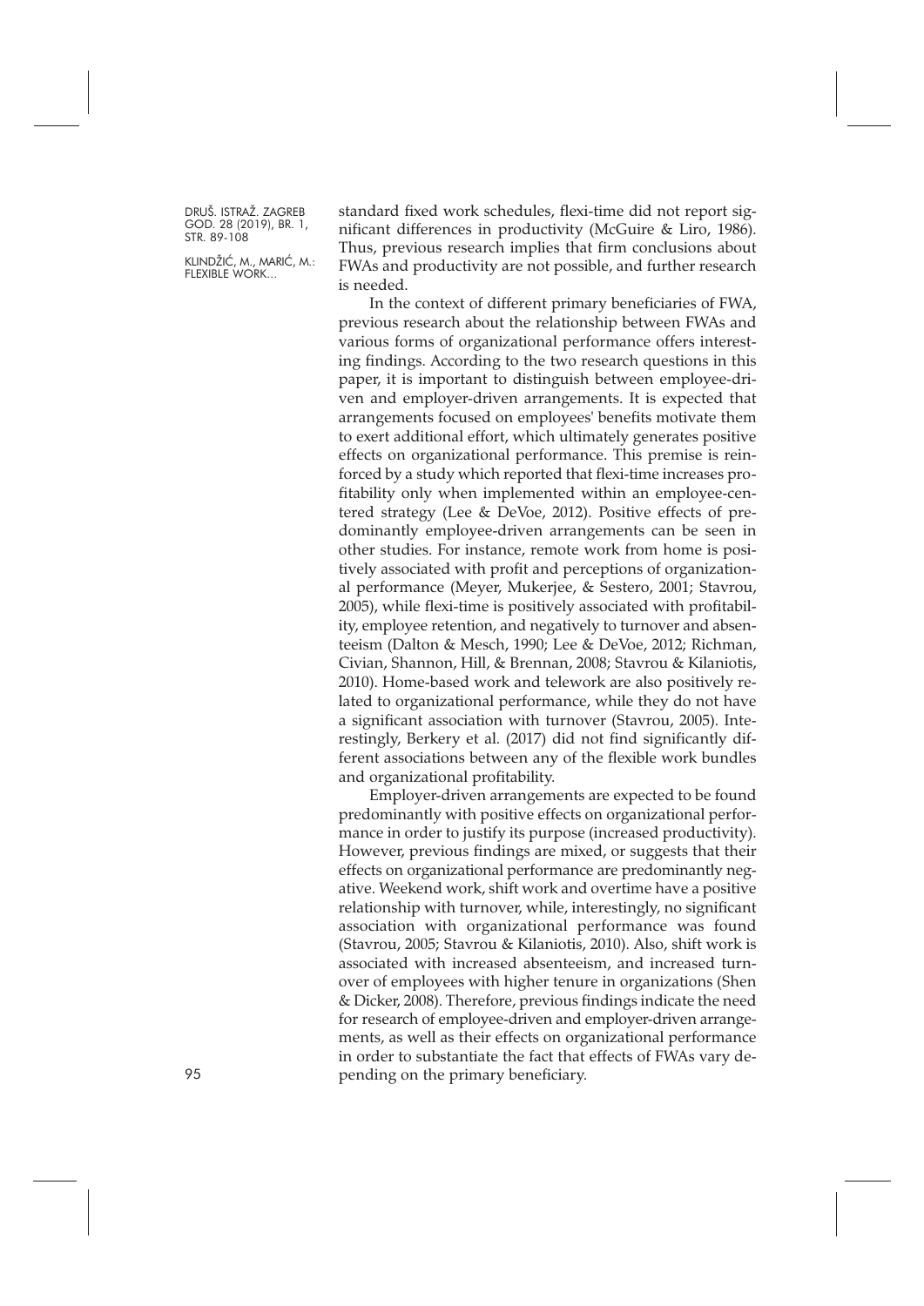standard fixed work schedules, flexi-time did not report significant differences in productivity (McGuire & Liro, 1986). Thus, previous research implies that firm conclusions about FWAs and productivity are not possible, and further research is needed.

In the context of different primary beneficiaries of FWA, previous research about the relationship between FWAs and various forms of organizational performance offers interesting findings. According to the two research questions in this paper, it is important to distinguish between employee-driven and employer-driven arrangements. It is expected that arrangements focused on employees' benefits motivate them to exert additional effort, which ultimately generates positive effects on organizational performance. This premise is reinforced by a study which reported that flexi-time increases profitability only when implemented within an employee-centered strategy (Lee & DeVoe, 2012). Positive effects of predominantly employee-driven arrangements can be seen in other studies. For instance, remote work from home is positively associated with profit and perceptions of organizational performance (Meyer, Mukerjee, & Sestero, 2001; Stavrou, 2005), while flexi-time is positively associated with profitability, employee retention, and negatively to turnover and absenteeism (Dalton & Mesch, 1990; Lee & DeVoe, 2012; Richman, Civian, Shannon, Hill, & Brennan, 2008; Stavrou & Kilaniotis, 2010). Home-based work and telework are also positively related to organizational performance, while they do not have a significant association with turnover (Stavrou, 2005). Interestingly, Berkery et al. (2017) did not find significantly different associations between any of the flexible work bundles and organizational profitability.

Employer-driven arrangements are expected to be found predominantly with positive effects on organizational performance in order to justify its purpose (increased productivity). However, previous findings are mixed, or suggests that their effects on organizational performance are predominantly negative. Weekend work, shift work and overtime have a positive relationship with turnover, while, interestingly, no significant association with organizational performance was found (Stavrou, 2005; Stavrou & Kilaniotis, 2010). Also, shift work is associated with increased absenteeism, and increased turnover of employees with higher tenure in organizations (Shen & Dicker, 2008). Therefore, previous findings indicate the need for research of employee-driven and employer-driven arrangements, as well as their effects on organizational performance in order to substantiate the fact that effects of FWAs vary depending on the primary beneficiary.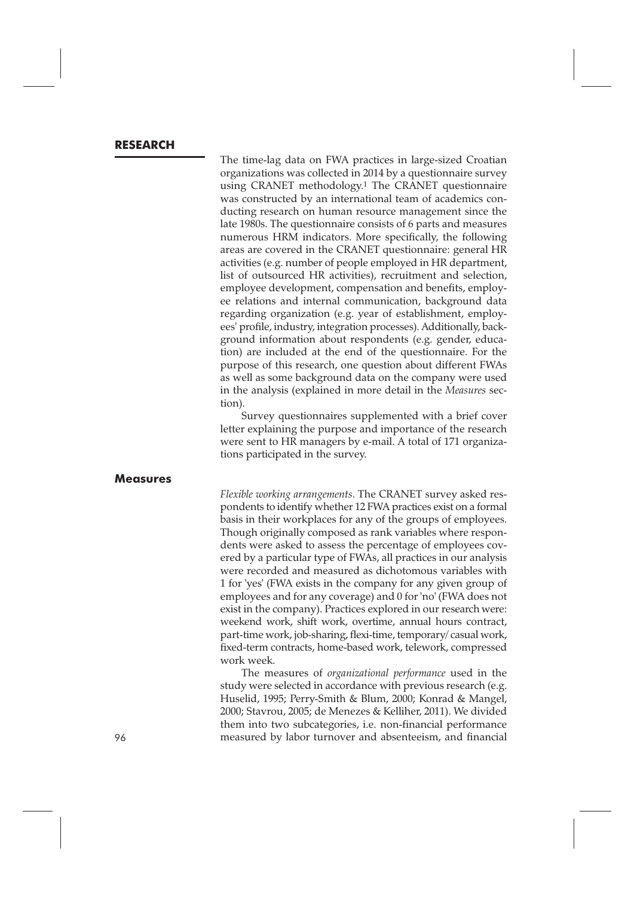## RESEARCH

The time-lag data on FWA practices in large-sized Croatian organizations was collected in 2014 by a questionnaire survey using CRANET methodology.[1] The CRANET questionnaire was constructed by an international team of academics conducting research on human resource management since the late 1980s. The questionnaire consists of 6 parts and measures numerous HRM indicators. More specifically, the following areas are covered in the CRANET questionnaire: general HR activities (e.g. number of people employed in HR department, list of outsourced HR activities), recruitment and selection, employee development, compensation and benefits, employee relations and internal communication, background data regarding organization (e.g. year of establishment, employees' profile, industry, integration processes). Additionally, background information about respondents (e.g. gender, education) are included at the end of the questionnaire. For the purpose of this research, one question about different FWAs as well as some background data on the company were used in the analysis (explained in more detail in the *Measures* section).

Survey questionnaires supplemented with a brief cover letter explaining the purpose and importance of the research were sent to HR managers by e-mail. A total of 171 organizations participated in the survey.

## Measures

*Flexible working arrangements*. The CRANET survey asked respondents to identify whether 12 FWA practices exist on a formal basis in their workplaces for any of the groups of employees. Though originally composed as rank variables where respondents were asked to assess the percentage of employees covered by a particular type of FWAs, all practices in our analysis were recorded and measured as dichotomous variables with 1 for 'yes' (FWA exists in the company for any given group of employees and for any coverage) and 0 for 'no' (FWA does not exist in the company). Practices explored in our research were: weekend work, shift work, overtime, annual hours contract, part-time work, job-sharing, flexi-time, temporary/casual work, fixed-term contracts, home-based work, telework, compressed work week.

The measures of *organizational performance* used in the study were selected in accordance with previous research (e.g. Huselid, 1995; Perry-Smith & Blum, 2000; Konrad & Mangel, 2000; Stavrou, 2005; de Menezes & Kelliher, 2011). We divided them into two subcategories, i.e. non-financial performance measured by labor turnover and absenteeism, and financial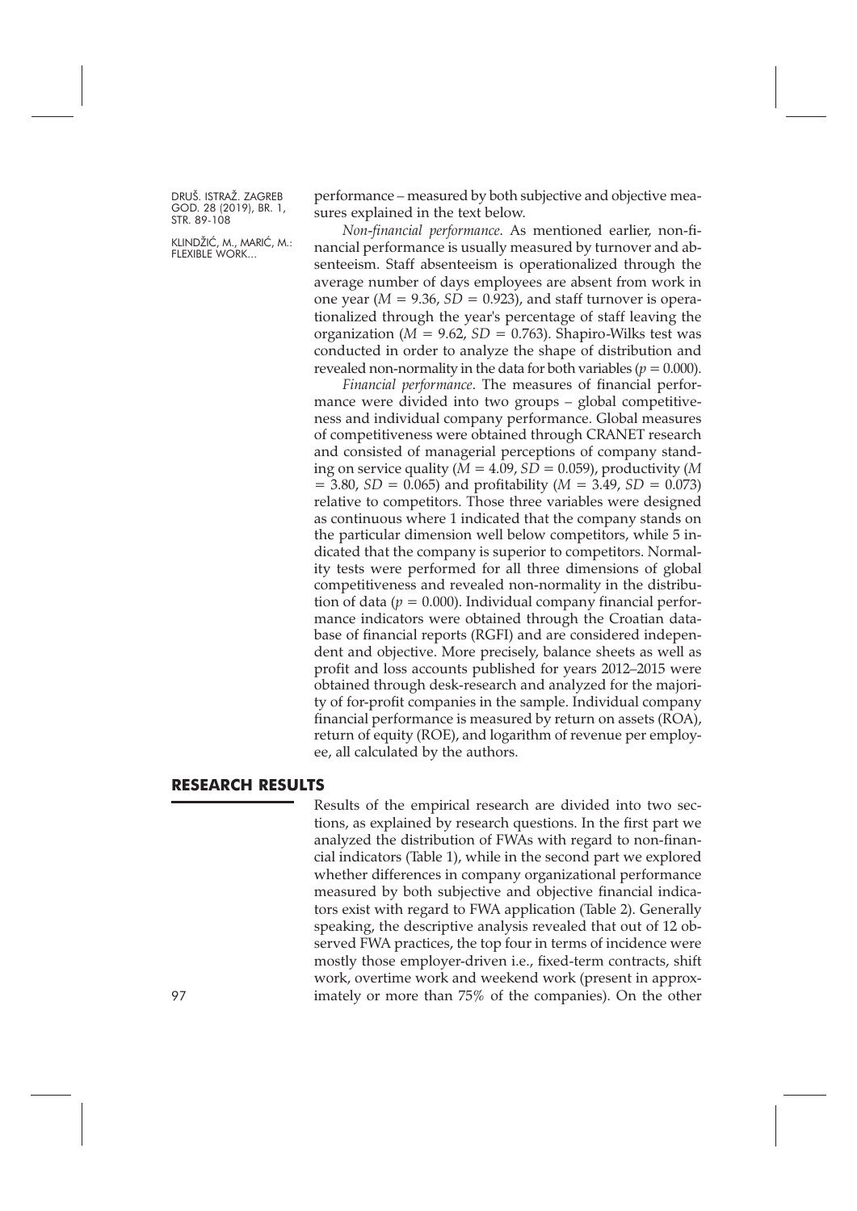performance – measured by both subjective and objective measures explained in the text below.

*Non-financial performance*. As mentioned earlier, non-financial performance is usually measured by turnover and absenteeism. Staff absenteeism is operationalized through the average number of days employees are absent from work in one year ($M = 9.36$, $SD = 0.923$), and staff turnover is operationalized through the year's percentage of staff leaving the organization ($M = 9.62$, $SD = 0.763$). Shapiro-Wilks test was conducted in order to analyze the shape of distribution and revealed non-normality in the data for both variables ($p = 0.000$).

*Financial performance*. The measures of financial performance were divided into two groups – global competitiveness and individual company performance. Global measures of competitiveness were obtained through CRANET research and consisted of managerial perceptions of company standing on service quality ($M = 4.09$, $SD = 0.059$), productivity ($M = 3.80$, $SD = 0.065$) and profitability ($M = 3.49$, $SD = 0.073$) relative to competitors. Those three variables were designed as continuous where 1 indicated that the company stands on the particular dimension well below competitors, while 5 indicated that the company is superior to competitors. Normality tests were performed for all three dimensions of global competitiveness and revealed non-normality in the distribution of data ($p = 0.000$). Individual company financial performance indicators were obtained through the Croatian database of financial reports (RGFI) and are considered independent and objective. More precisely, balance sheets as well as profit and loss accounts published for years 2012–2015 were obtained through desk-research and analyzed for the majority of for-profit companies in the sample. Individual company financial performance is measured by return on assets (ROA), return of equity (ROE), and logarithm of revenue per employee, all calculated by the authors.

## RESEARCH RESULTS

Results of the empirical research are divided into two sections, as explained by research questions. In the first part we analyzed the distribution of FWAs with regard to non-financial indicators (Table 1), while in the second part we explored whether differences in company organizational performance measured by both subjective and objective financial indicators exist with regard to FWA application (Table 2). Generally speaking, the descriptive analysis revealed that out of 12 observed FWA practices, the top four in terms of incidence were mostly those employer-driven i.e., fixed-term contracts, shift work, overtime work and weekend work (present in approximately or more than 75% of the companies). On the other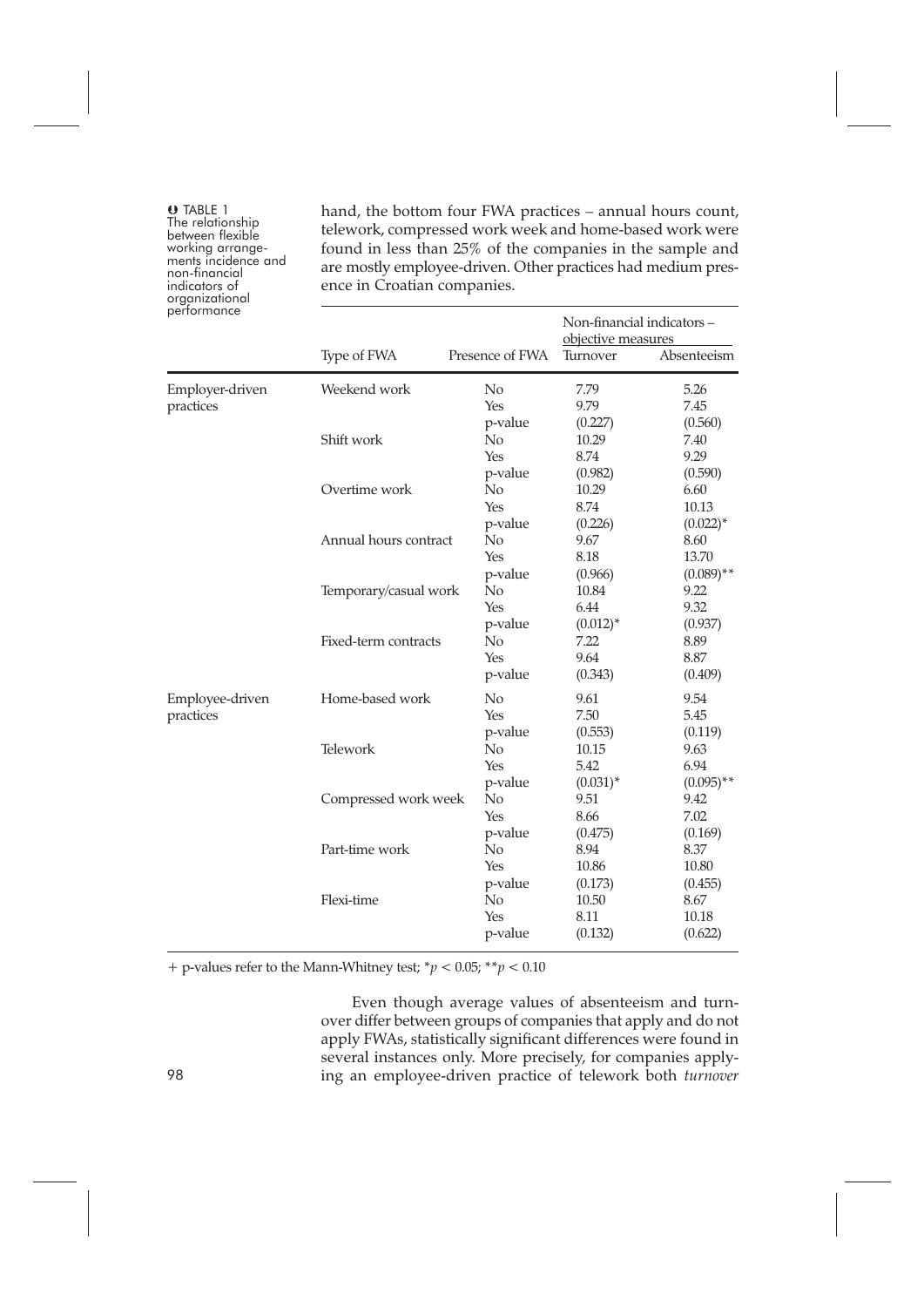hand, the bottom four FWA practices – annual hours count, telework, compressed work week and home-based work were found in less than 25% of the companies in the sample and are mostly employee-driven. Other practices had medium presence in Croatian companies.

TABLE 1 The relationship between flexible working arrangements incidence and non-financial indicators of organizational performance

| | Type of FWA | Presence of FWA | Non-financial indicators – objective measures | |
|---|---|---|---|---|
| | | | Turnover | Absenteeism |
| Employer-driven practices | Weekend work | No | 7.79 | 5.26 |
| | | Yes | 9.79 | 7.45 |
| | | p-value | (0.227) | (0.560) |
| | Shift work | No | 10.29 | 7.40 |
| | | Yes | 8.74 | 9.29 |
| | | p-value | (0.982) | (0.590) |
| | Overtime work | No | 10.29 | 6.60 |
| | | Yes | 8.74 | 10.13 |
| | | p-value | (0.226) | (0.022)* |
| | Annual hours contract | No | 9.67 | 8.60 |
| | | Yes | 8.18 | 13.70 |
| | | p-value | (0.966) | (0.089)** |
| | Temporary/casual work | No | 10.84 | 9.22 |
| | | Yes | 6.44 | 9.32 |
| | | p-value | (0.012)* | (0.937) |
| | Fixed-term contracts | No | 7.22 | 8.89 |
| | | Yes | 9.64 | 8.87 |
| | | p-value | (0.343) | (0.409) |
| Employee-driven practices | Home-based work | No | 9.61 | 9.54 |
| | | Yes | 7.50 | 5.45 |
| | | p-value | (0.553) | (0.119) |
| | Telework | No | 10.15 | 9.63 |
| | | Yes | 5.42 | 6.94 |
| | | p-value | (0.031)* | (0.095)** |
| | Compressed work week | No | 9.51 | 9.42 |
| | | Yes | 8.66 | 7.02 |
| | | p-value | (0.475) | (0.169) |
| | Part-time work | No | 8.94 | 8.37 |
| | | Yes | 10.86 | 10.80 |
| | | p-value | (0.173) | (0.455) |
| | Flexi-time | No | 10.50 | 8.67 |
| | | Yes | 8.11 | 10.18 |
| | | p-value | (0.132) | (0.622) |

+ p-values refer to the Mann-Whitney test; $^*p < 0.05$; $^{**}p < 0.10$

Even though average values of absenteeism and turnover differ between groups of companies that apply and do not apply FWAs, statistically significant differences were found in several instances only. More precisely, for companies applying an employee-driven practice of telework both *turnover*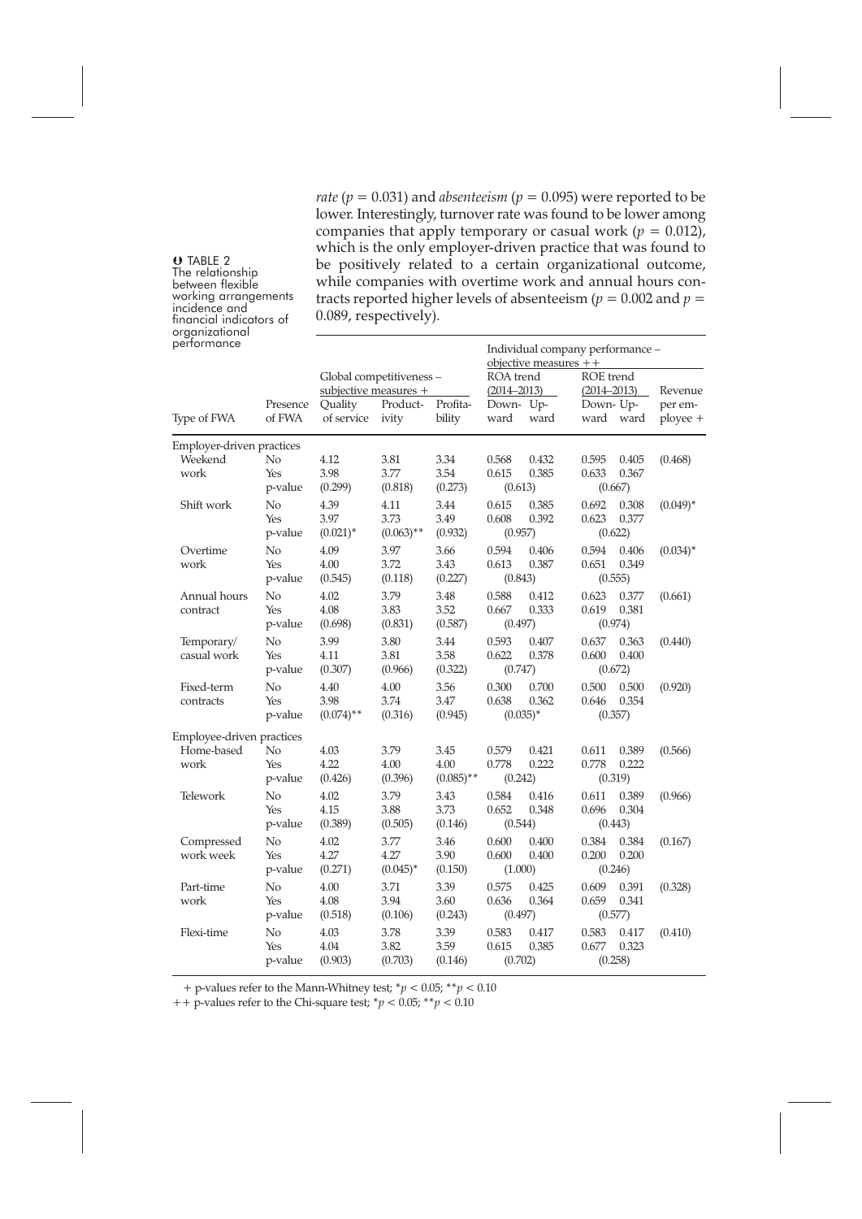*rate* ($p = 0.031$) and *absenteeism* ($p = 0.095$) were reported to be lower. Interestingly, turnover rate was found to be lower among companies that apply temporary or casual work ($p = 0.012$), which is the only employer-driven practice that was found to be positively related to a certain organizational outcome, while companies with overtime work and annual hours contracts reported higher levels of absenteeism ($p = 0.002$ and $p = 0.089$, respectively).

TABLE 2 The relationship between flexible working arrangements incidence and financial indicators of organizational performance

| Type of FWA | Presence of FWA | Global competitiveness – subjective measures + | | | Individual company performance – objective measures ++ | | | | |
|---|---|---|---|---|---|---|---|---|---|
| | | | | | ROA trend (2014–2013) | | ROE trend (2014–2013) | | Revenue per employee + |
| | | Quality of service | Productivity | Profitability | Downward | Upward | Downward | Upward | |
| **Employer-driven practices** | | | | | | | | | |
| Weekend work | No | 4.12 | 3.81 | 3.34 | 0.568 | 0.432 | 0.595 | 0.405 | (0.468) |
| | Yes | 3.98 | 3.77 | 3.54 | 0.615 | 0.385 | 0.633 | 0.367 | |
| | p-value | (0.299) | (0.818) | (0.273) | (0.613) | | (0.667) | | |
| Shift work | No | 4.39 | 4.11 | 3.44 | 0.615 | 0.385 | 0.692 | 0.308 | (0.049)* |
| | Yes | 3.97 | 3.73 | 3.49 | 0.608 | 0.392 | 0.623 | 0.377 | |
| | p-value | (0.021)* | (0.063)** | (0.932) | (0.957) | | (0.622) | | |
| Overtime work | No | 4.09 | 3.97 | 3.66 | 0.594 | 0.406 | 0.594 | 0.406 | (0.034)* |
| | Yes | 4.00 | 3.72 | 3.43 | 0.613 | 0.387 | 0.651 | 0.349 | |
| | p-value | (0.545) | (0.118) | (0.227) | (0.843) | | (0.555) | | |
| Annual hours contract | No | 4.02 | 3.79 | 3.48 | 0.588 | 0.412 | 0.623 | 0.377 | (0.661) |
| | Yes | 4.08 | 3.83 | 3.52 | 0.667 | 0.333 | 0.619 | 0.381 | |
| | p-value | (0.698) | (0.831) | (0.587) | (0.497) | | (0.974) | | |
| Temporary/ casual work | No | 3.99 | 3.80 | 3.44 | 0.593 | 0.407 | 0.637 | 0.363 | (0.440) |
| | Yes | 4.11 | 3.81 | 3.58 | 0.622 | 0.378 | 0.600 | 0.400 | |
| | p-value | (0.307) | (0.966) | (0.322) | (0.747) | | (0.672) | | |
| Fixed-term contracts | No | 4.40 | 4.00 | 3.56 | 0.300 | 0.700 | 0.500 | 0.500 | (0.920) |
| | Yes | 3.98 | 3.74 | 3.47 | 0.638 | 0.362 | 0.646 | 0.354 | |
| | p-value | (0.074)** | (0.316) | (0.945) | (0.035)* | | (0.357) | | |
| **Employee-driven practices** | | | | | | | | | |
| Home-based work | No | 4.03 | 3.79 | 3.45 | 0.579 | 0.421 | 0.611 | 0.389 | (0.566) |
| | Yes | 4.22 | 4.00 | 4.00 | 0.778 | 0.222 | 0.778 | 0.222 | |
| | p-value | (0.426) | (0.396) | (0.085)** | (0.242) | | (0.319) | | |
| Telework | No | 4.02 | 3.79 | 3.43 | 0.584 | 0.416 | 0.611 | 0.389 | (0.966) |
| | Yes | 4.15 | 3.88 | 3.73 | 0.652 | 0.348 | 0.696 | 0.304 | |
| | p-value | (0.389) | (0.505) | (0.146) | (0.544) | | (0.443) | | |
| Compressed work week | No | 4.02 | 3.77 | 3.46 | 0.600 | 0.400 | 0.384 | 0.384 | (0.167) |
| | Yes | 4.27 | 4.27 | 3.90 | 0.600 | 0.400 | 0.200 | 0.200 | |
| | p-value | (0.271) | (0.045)* | (0.150) | (1.000) | | (0.246) | | |
| Part-time work | No | 4.00 | 3.71 | 3.39 | 0.575 | 0.425 | 0.609 | 0.391 | (0.328) |
| | Yes | 4.08 | 3.94 | 3.60 | 0.636 | 0.364 | 0.659 | 0.341 | |
| | p-value | (0.518) | (0.106) | (0.243) | (0.497) | | (0.577) | | |
| Flexi-time | No | 4.03 | 3.78 | 3.39 | 0.583 | 0.417 | 0.583 | 0.417 | (0.410) |
| | Yes | 4.04 | 3.82 | 3.59 | 0.615 | 0.385 | 0.677 | 0.323 | |
| | p-value | (0.903) | (0.703) | (0.146) | (0.702) | | (0.258) | | |

+ p-values refer to the Mann-Whitney test; $*p < 0.05$; $**p < 0.10$

++ p-values refer to the Chi-square test; $*p < 0.05$; $**p < 0.10$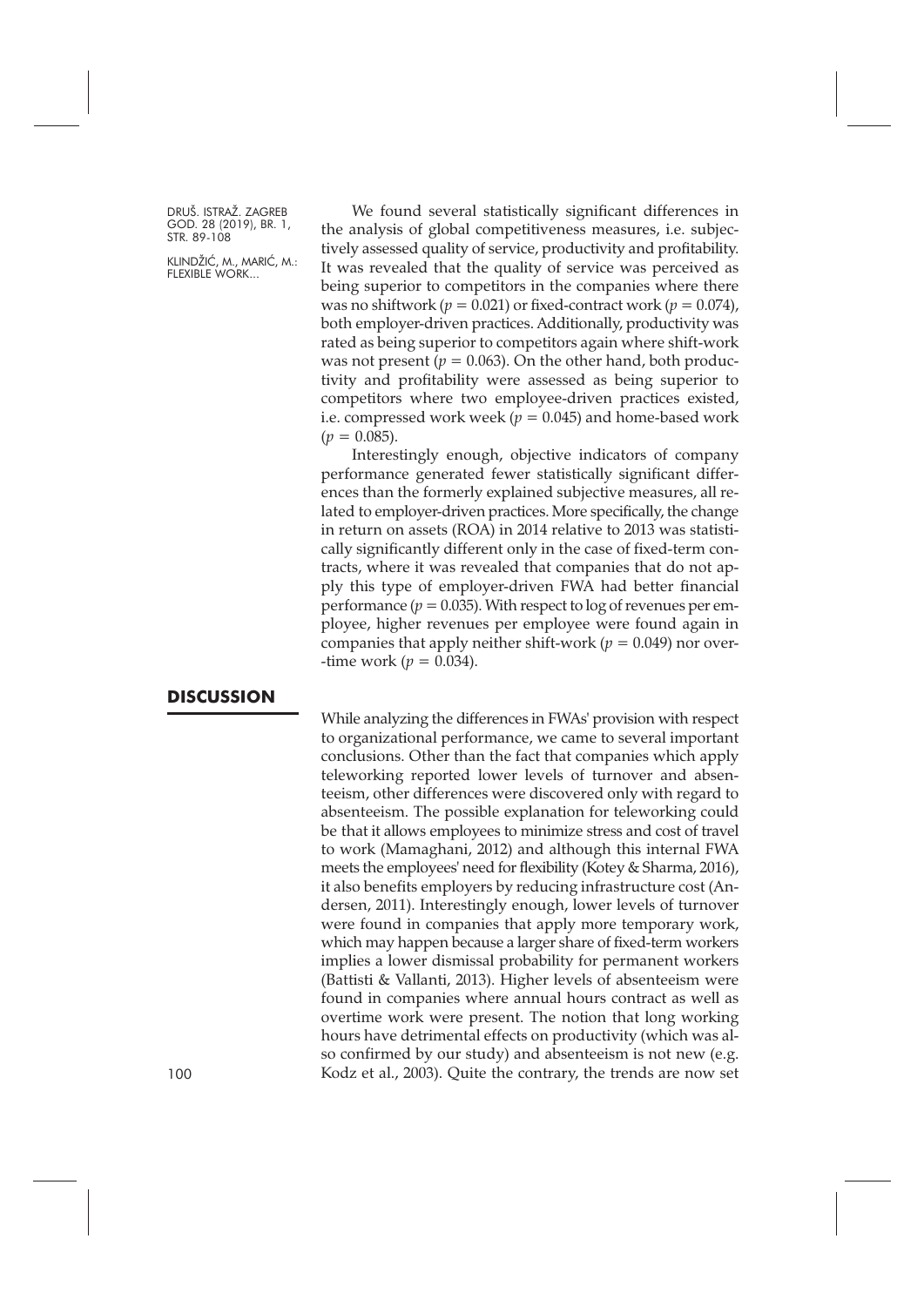We found several statistically significant differences in the analysis of global competitiveness measures, i.e. subjectively assessed quality of service, productivity and profitability. It was revealed that the quality of service was perceived as being superior to competitors in the companies where there was no shiftwork ($p = 0.021$) or fixed-contract work ($p = 0.074$), both employer-driven practices. Additionally, productivity was rated as being superior to competitors again where shift-work was not present ($p = 0.063$). On the other hand, both productivity and profitability were assessed as being superior to competitors where two employee-driven practices existed, i.e. compressed work week ($p = 0.045$) and home-based work ($p = 0.085$).

Interestingly enough, objective indicators of company performance generated fewer statistically significant differences than the formerly explained subjective measures, all related to employer-driven practices. More specifically, the change in return on assets (ROA) in 2014 relative to 2013 was statistically significantly different only in the case of fixed-term contracts, where it was revealed that companies that do not apply this type of employer-driven FWA had better financial performance ($p = 0.035$). With respect to log of revenues per employee, higher revenues per employee were found again in companies that apply neither shift-work ($p = 0.049$) nor over-time work ($p = 0.034$).

## DISCUSSION

While analyzing the differences in FWAs' provision with respect to organizational performance, we came to several important conclusions. Other than the fact that companies which apply teleworking reported lower levels of turnover and absenteeism, other differences were discovered only with regard to absenteeism. The possible explanation for teleworking could be that it allows employees to minimize stress and cost of travel to work (Mamaghani, 2012) and although this internal FWA meets the employees' need for flexibility (Kotey & Sharma, 2016), it also benefits employers by reducing infrastructure cost (Andersen, 2011). Interestingly enough, lower levels of turnover were found in companies that apply more temporary work, which may happen because a larger share of fixed-term workers implies a lower dismissal probability for permanent workers (Battisti & Vallanti, 2013). Higher levels of absenteeism were found in companies where annual hours contract as well as overtime work were present. The notion that long working hours have detrimental effects on productivity (which was also confirmed by our study) and absenteeism is not new (e.g. Kodz et al., 2003). Quite the contrary, the trends are now set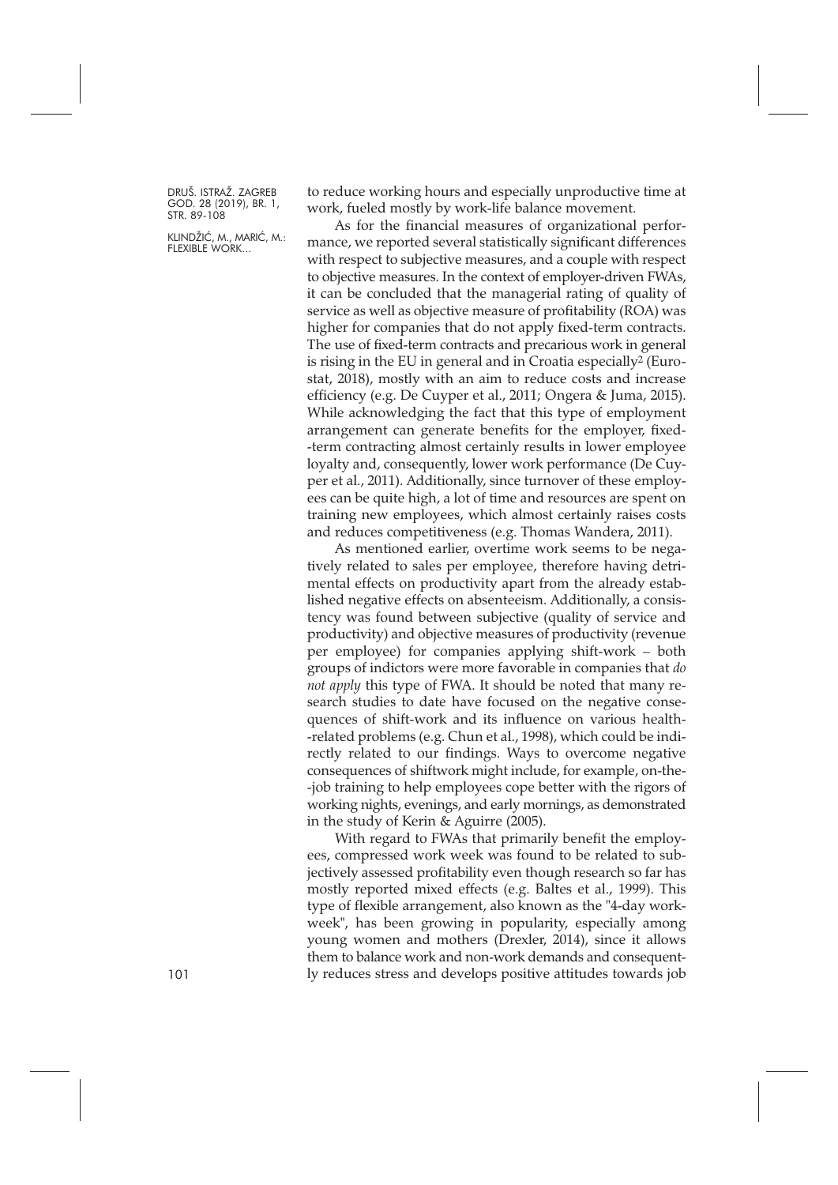to reduce working hours and especially unproductive time at work, fueled mostly by work-life balance movement.

As for the financial measures of organizational performance, we reported several statistically significant differences with respect to subjective measures, and a couple with respect to objective measures. In the context of employer-driven FWAs, it can be concluded that the managerial rating of quality of service as well as objective measure of profitability (ROA) was higher for companies that do not apply fixed-term contracts. The use of fixed-term contracts and precarious work in general is rising in the EU in general and in Croatia especially[2] (Eurostat, 2018), mostly with an aim to reduce costs and increase efficiency (e.g. De Cuyper et al., 2011; Ongera & Juma, 2015). While acknowledging the fact that this type of employment arrangement can generate benefits for the employer, fixed-term contracting almost certainly results in lower employee loyalty and, consequently, lower work performance (De Cuyper et al., 2011). Additionally, since turnover of these employees can be quite high, a lot of time and resources are spent on training new employees, which almost certainly raises costs and reduces competitiveness (e.g. Thomas Wandera, 2011).

As mentioned earlier, overtime work seems to be negatively related to sales per employee, therefore having detrimental effects on productivity apart from the already established negative effects on absenteeism. Additionally, a consistency was found between subjective (quality of service and productivity) and objective measures of productivity (revenue per employee) for companies applying shift-work – both groups of indictors were more favorable in companies that *do not apply* this type of FWA. It should be noted that many research studies to date have focused on the negative consequences of shift-work and its influence on various health-related problems (e.g. Chun et al., 1998), which could be indirectly related to our findings. Ways to overcome negative consequences of shiftwork might include, for example, on-the-job training to help employees cope better with the rigors of working nights, evenings, and early mornings, as demonstrated in the study of Kerin & Aguirre (2005).

With regard to FWAs that primarily benefit the employees, compressed work week was found to be related to subjectively assessed profitability even though research so far has mostly reported mixed effects (e.g. Baltes et al., 1999). This type of flexible arrangement, also known as the "4-day workweek", has been growing in popularity, especially among young women and mothers (Drexler, 2014), since it allows them to balance work and non-work demands and consequently reduces stress and develops positive attitudes towards job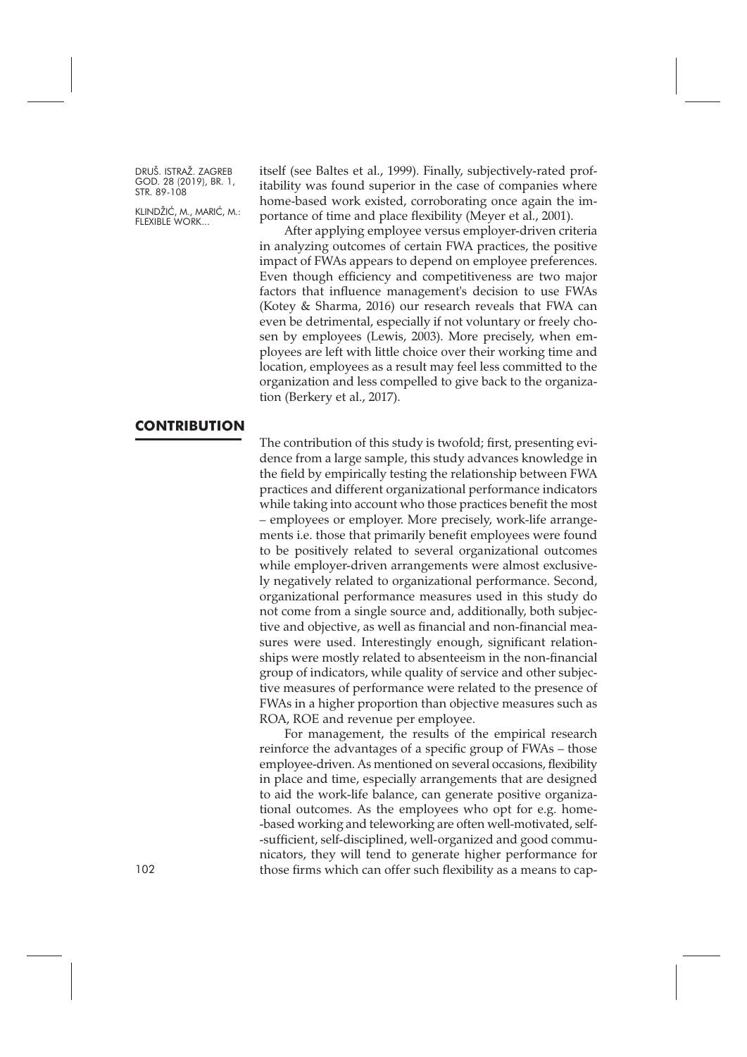itself (see Baltes et al., 1999). Finally, subjectively-rated profitability was found superior in the case of companies where home-based work existed, corroborating once again the importance of time and place flexibility (Meyer et al., 2001).

After applying employee versus employer-driven criteria in analyzing outcomes of certain FWA practices, the positive impact of FWAs appears to depend on employee preferences. Even though efficiency and competitiveness are two major factors that influence management's decision to use FWAs (Kotey & Sharma, 2016) our research reveals that FWA can even be detrimental, especially if not voluntary or freely chosen by employees (Lewis, 2003). More precisely, when employees are left with little choice over their working time and location, employees as a result may feel less committed to the organization and less compelled to give back to the organization (Berkery et al., 2017).

## CONTRIBUTION

The contribution of this study is twofold; first, presenting evidence from a large sample, this study advances knowledge in the field by empirically testing the relationship between FWA practices and different organizational performance indicators while taking into account who those practices benefit the most – employees or employer. More precisely, work-life arrangements i.e. those that primarily benefit employees were found to be positively related to several organizational outcomes while employer-driven arrangements were almost exclusively negatively related to organizational performance. Second, organizational performance measures used in this study do not come from a single source and, additionally, both subjective and objective, as well as financial and non-financial measures were used. Interestingly enough, significant relationships were mostly related to absenteeism in the non-financial group of indicators, while quality of service and other subjective measures of performance were related to the presence of FWAs in a higher proportion than objective measures such as ROA, ROE and revenue per employee.

For management, the results of the empirical research reinforce the advantages of a specific group of FWAs – those employee-driven. As mentioned on several occasions, flexibility in place and time, especially arrangements that are designed to aid the work-life balance, can generate positive organizational outcomes. As the employees who opt for e.g. home-based working and teleworking are often well-motivated, self-sufficient, self-disciplined, well-organized and good communicators, they will tend to generate higher performance for those firms which can offer such flexibility as a means to cap-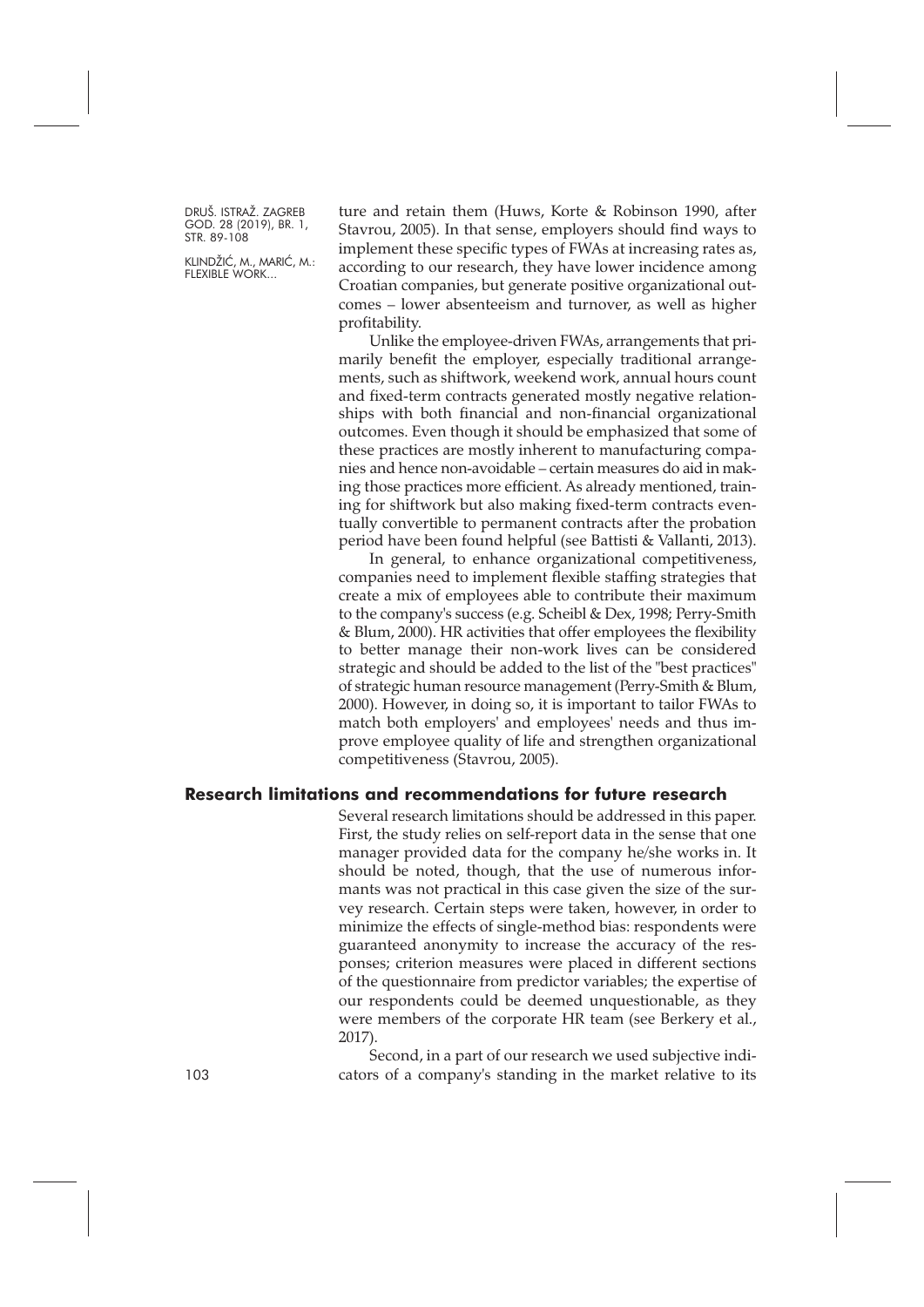ture and retain them (Huws, Korte & Robinson 1990, after Stavrou, 2005). In that sense, employers should find ways to implement these specific types of FWAs at increasing rates as, according to our research, they have lower incidence among Croatian companies, but generate positive organizational outcomes – lower absenteeism and turnover, as well as higher profitability.

Unlike the employee-driven FWAs, arrangements that primarily benefit the employer, especially traditional arrangements, such as shiftwork, weekend work, annual hours count and fixed-term contracts generated mostly negative relationships with both financial and non-financial organizational outcomes. Even though it should be emphasized that some of these practices are mostly inherent to manufacturing companies and hence non-avoidable – certain measures do aid in making those practices more efficient. As already mentioned, training for shiftwork but also making fixed-term contracts eventually convertible to permanent contracts after the probation period have been found helpful (see Battisti & Vallanti, 2013).

In general, to enhance organizational competitiveness, companies need to implement flexible staffing strategies that create a mix of employees able to contribute their maximum to the company's success (e.g. Scheibl & Dex, 1998; Perry-Smith & Blum, 2000). HR activities that offer employees the flexibility to better manage their non-work lives can be considered strategic and should be added to the list of the "best practices" of strategic human resource management (Perry-Smith & Blum, 2000). However, in doing so, it is important to tailor FWAs to match both employers' and employees' needs and thus improve employee quality of life and strengthen organizational competitiveness (Stavrou, 2005).

## Research limitations and recommendations for future research

Several research limitations should be addressed in this paper. First, the study relies on self-report data in the sense that one manager provided data for the company he/she works in. It should be noted, though, that the use of numerous informants was not practical in this case given the size of the survey research. Certain steps were taken, however, in order to minimize the effects of single-method bias: respondents were guaranteed anonymity to increase the accuracy of the responses; criterion measures were placed in different sections of the questionnaire from predictor variables; the expertise of our respondents could be deemed unquestionable, as they were members of the corporate HR team (see Berkery et al., 2017).

Second, in a part of our research we used subjective indicators of a company's standing in the market relative to its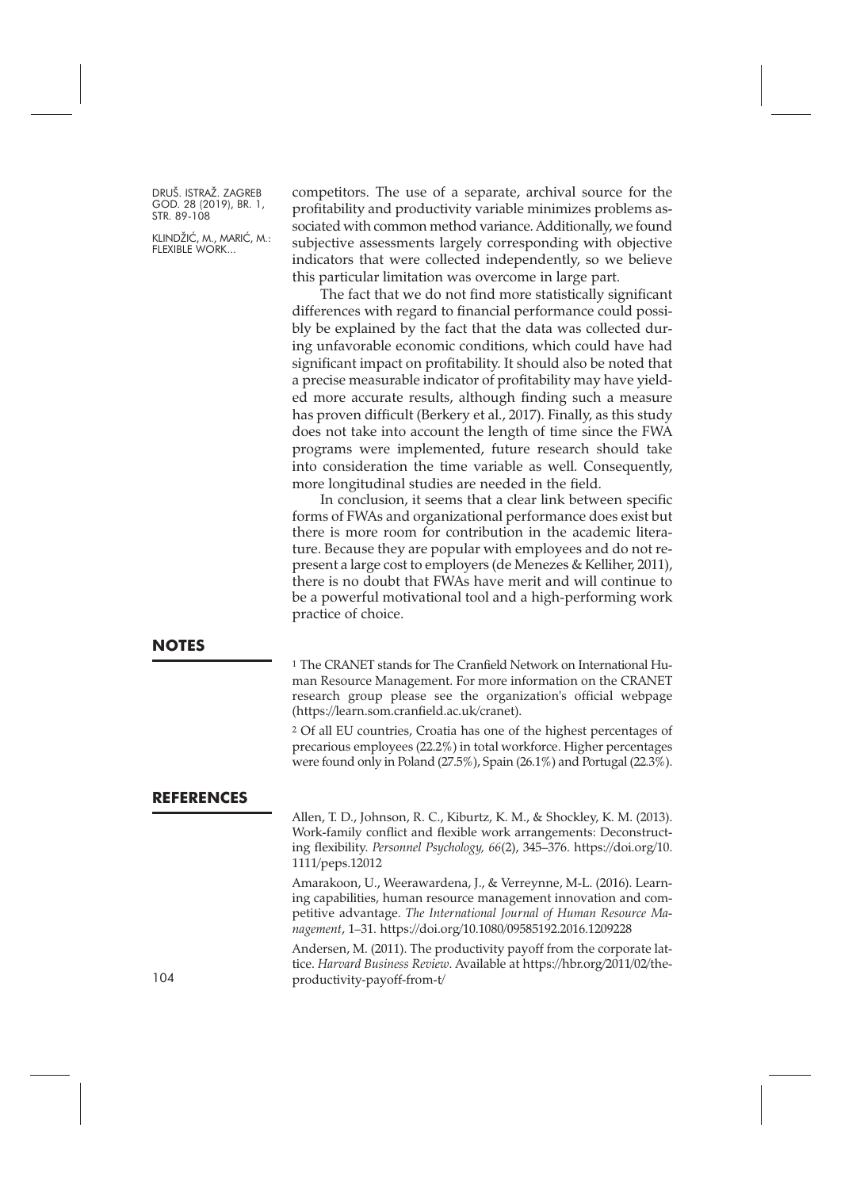competitors. The use of a separate, archival source for the profitability and productivity variable minimizes problems associated with common method variance. Additionally, we found subjective assessments largely corresponding with objective indicators that were collected independently, so we believe this particular limitation was overcome in large part.

The fact that we do not find more statistically significant differences with regard to financial performance could possibly be explained by the fact that the data was collected during unfavorable economic conditions, which could have had significant impact on profitability. It should also be noted that a precise measurable indicator of profitability may have yielded more accurate results, although finding such a measure has proven difficult (Berkery et al., 2017). Finally, as this study does not take into account the length of time since the FWA programs were implemented, future research should take into consideration the time variable as well. Consequently, more longitudinal studies are needed in the field.

In conclusion, it seems that a clear link between specific forms of FWAs and organizational performance does exist but there is more room for contribution in the academic literature. Because they are popular with employees and do not represent a large cost to employers (de Menezes & Kelliher, 2011), there is no doubt that FWAs have merit and will continue to be a powerful motivational tool and a high-performing work practice of choice.

## NOTES

[1] The CRANET stands for The Cranfield Network on International Human Resource Management. For more information on the CRANET research group please see the organization's official webpage (https://learn.som.cranfield.ac.uk/cranet).

[2] Of all EU countries, Croatia has one of the highest percentages of precarious employees (22.2%) in total workforce. Higher percentages were found only in Poland (27.5%), Spain (26.1%) and Portugal (22.3%).

## REFERENCES

Allen, T. D., Johnson, R. C., Kiburtz, K. M., & Shockley, K. M. (2013). Work-family conflict and flexible work arrangements: Deconstructing flexibility. *Personnel Psychology, 66*(2), 345–376. https://doi.org/10.1111/peps.12012

Amarakoon, U., Weerawardena, J., & Verreynne, M-L. (2016). Learning capabilities, human resource management innovation and competitive advantage. *The International Journal of Human Resource Management*, 1–31. https://doi.org/10.1080/09585192.2016.1209228

Andersen, M. (2011). The productivity payoff from the corporate lattice. *Harvard Business Review*. Available at https://hbr.org/2011/02/the-productivity-payoff-from-t/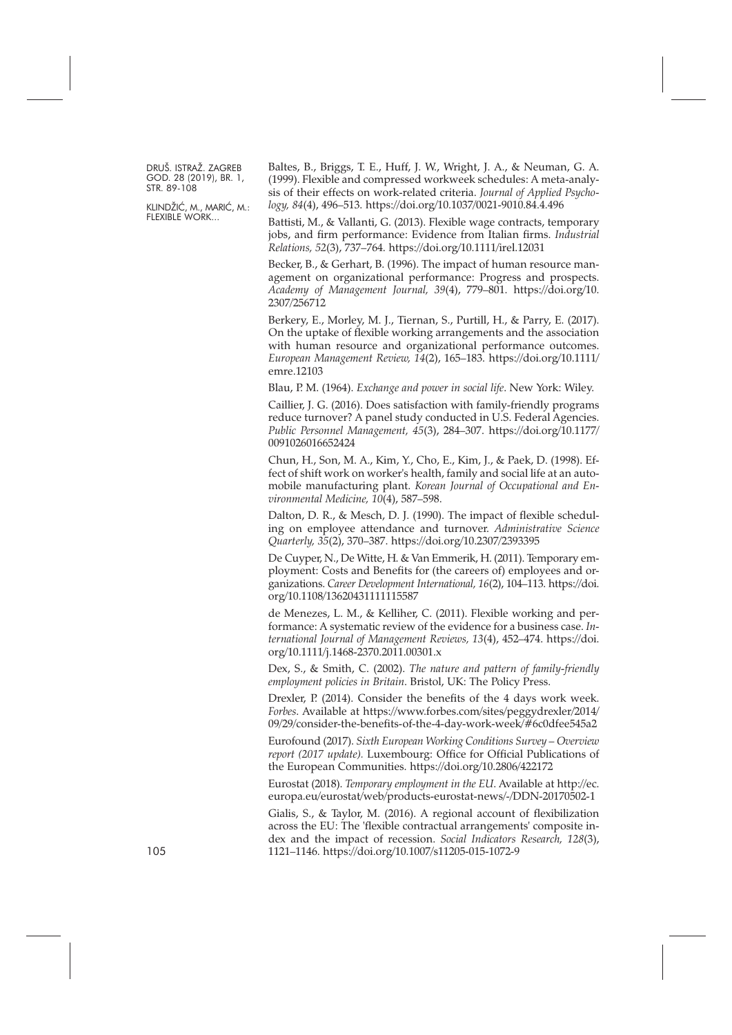Baltes, B., Briggs, T. E., Huff, J. W., Wright, J. A., & Neuman, G. A. (1999). Flexible and compressed workweek schedules: A meta-analysis of their effects on work-related criteria. *Journal of Applied Psychology, 84*(4), 496–513. https://doi.org/10.1037/0021-9010.84.4.496

Battisti, M., & Vallanti, G. (2013). Flexible wage contracts, temporary jobs, and firm performance: Evidence from Italian firms. *Industrial Relations, 52*(3), 737–764. https://doi.org/10.1111/irel.12031

Becker, B., & Gerhart, B. (1996). The impact of human resource management on organizational performance: Progress and prospects. *Academy of Management Journal, 39*(4), 779–801. https://doi.org/10.2307/256712

Berkery, E., Morley, M. J., Tiernan, S., Purtill, H., & Parry, E. (2017). On the uptake of flexible working arrangements and the association with human resource and organizational performance outcomes. *European Management Review, 14*(2), 165–183. https://doi.org/10.1111/emre.12103

Blau, P. M. (1964). *Exchange and power in social life*. New York: Wiley.

Caillier, J. G. (2016). Does satisfaction with family-friendly programs reduce turnover? A panel study conducted in U.S. Federal Agencies. *Public Personnel Management, 45*(3), 284–307. https://doi.org/10.1177/0091026016652424

Chun, H., Son, M. A., Kim, Y., Cho, E., Kim, J., & Paek, D. (1998). Effect of shift work on worker's health, family and social life at an automobile manufacturing plant. *Korean Journal of Occupational and Environmental Medicine, 10*(4), 587–598.

Dalton, D. R., & Mesch, D. J. (1990). The impact of flexible scheduling on employee attendance and turnover. *Administrative Science Quarterly, 35*(2), 370–387. https://doi.org/10.2307/2393395

De Cuyper, N., De Witte, H. & Van Emmerik, H. (2011). Temporary employment: Costs and Benefits for (the careers of) employees and organizations. *Career Development International, 16*(2), 104–113. https://doi.org/10.1108/13620431111115587

de Menezes, L. M., & Kelliher, C. (2011). Flexible working and performance: A systematic review of the evidence for a business case. *International Journal of Management Reviews, 13*(4), 452–474. https://doi.org/10.1111/j.1468-2370.2011.00301.x

Dex, S., & Smith, C. (2002). *The nature and pattern of family-friendly employment policies in Britain*. Bristol, UK: The Policy Press.

Drexler, P. (2014). Consider the benefits of the 4 days work week. *Forbes*. Available at https://www.forbes.com/sites/peggydrexler/2014/09/29/consider-the-benefits-of-the-4-day-work-week/#6c0dfee545a2

Eurofound (2017). *Sixth European Working Conditions Survey – Overview report (2017 update).* Luxembourg: Office for Official Publications of the European Communities. https://doi.org/10.2806/422172

Eurostat (2018). *Temporary employment in the EU*. Available at http://ec.europa.eu/eurostat/web/products-eurostat-news/-/DDN-20170502-1

Gialis, S., & Taylor, M. (2016). A regional account of flexibilization across the EU: The 'flexible contractual arrangements' composite index and the impact of recession. *Social Indicators Research, 128*(3), 1121–1146. https://doi.org/10.1007/s11205-015-1072-9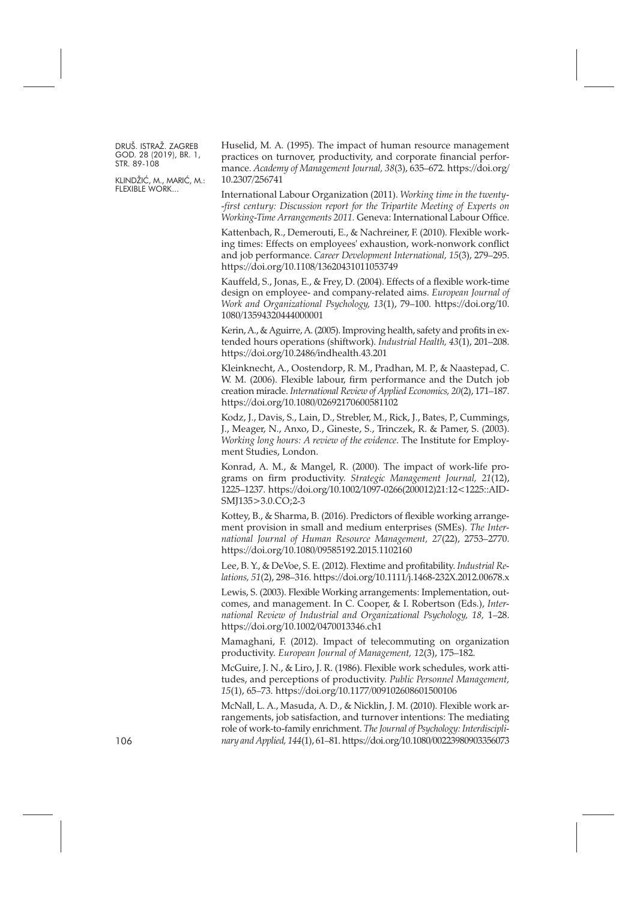Huselid, M. A. (1995). The impact of human resource management practices on turnover, productivity, and corporate financial performance. *Academy of Management Journal, 38*(3), 635–672. https://doi.org/10.2307/256741

International Labour Organization (2011). *Working time in the twenty-first century: Discussion report for the Tripartite Meeting of Experts on Working-Time Arrangements 2011.* Geneva: International Labour Office.

Kattenbach, R., Demerouti, E., & Nachreiner, F. (2010). Flexible working times: Effects on employees' exhaustion, work-nonwork conflict and job performance. *Career Development International, 15*(3), 279–295. https://doi.org/10.1108/13620431011053749

Kauffeld, S., Jonas, E., & Frey, D. (2004). Effects of a flexible work-time design on employee- and company-related aims. *European Journal of Work and Organizational Psychology, 13*(1), 79–100. https://doi.org/10.1080/13594320444000001

Kerin, A., & Aguirre, A. (2005). Improving health, safety and profits in extended hours operations (shiftwork). *Industrial Health, 43*(1), 201–208. https://doi.org/10.2486/indhealth.43.201

Kleinknecht, A., Oostendorp, R. M., Pradhan, M. P., & Naastepad, C. W. M. (2006). Flexible labour, firm performance and the Dutch job creation miracle. *International Review of Applied Economics, 20*(2), 171–187. https://doi.org/10.1080/02692170600581102

Kodz, J., Davis, S., Lain, D., Strebler, M., Rick, J., Bates, P., Cummings, J., Meager, N., Anxo, D., Gineste, S., Trinczek, R. & Pamer, S. (2003). *Working long hours: A review of the evidence*. The Institute for Employment Studies, London.

Konrad, A. M., & Mangel, R. (2000). The impact of work-life programs on firm productivity. *Strategic Management Journal, 21*(12), 1225–1237. https://doi.org/10.1002/1097-0266(200012)21:12<1225::AID-SMJ135>3.0.CO;2-3

Kottey, B., & Sharma, B. (2016). Predictors of flexible working arrangement provision in small and medium enterprises (SMEs). *The International Journal of Human Resource Management, 27*(22), 2753–2770. https://doi.org/10.1080/09585192.2015.1102160

Lee, B. Y., & DeVoe, S. E. (2012). Flextime and profitability. *Industrial Relations, 51*(2), 298–316. https://doi.org/10.1111/j.1468-232X.2012.00678.x

Lewis, S. (2003). Flexible Working arrangements: Implementation, outcomes, and management. In C. Cooper, & I. Robertson (Eds.), *International Review of Industrial and Organizational Psychology, 18,* 1–28. https://doi.org/10.1002/0470013346.ch1

Mamaghani, F. (2012). Impact of telecommuting on organization productivity. *European Journal of Management, 12*(3), 175–182.

McGuire, J. N., & Liro, J. R. (1986). Flexible work schedules, work attitudes, and perceptions of productivity. *Public Personnel Management, 15*(1), 65–73. https://doi.org/10.1177/009102608601500106

McNall, L. A., Masuda, A. D., & Nicklin, J. M. (2010). Flexible work arrangements, job satisfaction, and turnover intentions: The mediating role of work-to-family enrichment. *The Journal of Psychology: Interdisciplinary and Applied, 144*(1), 61–81. https://doi.org/10.1080/00223980903356073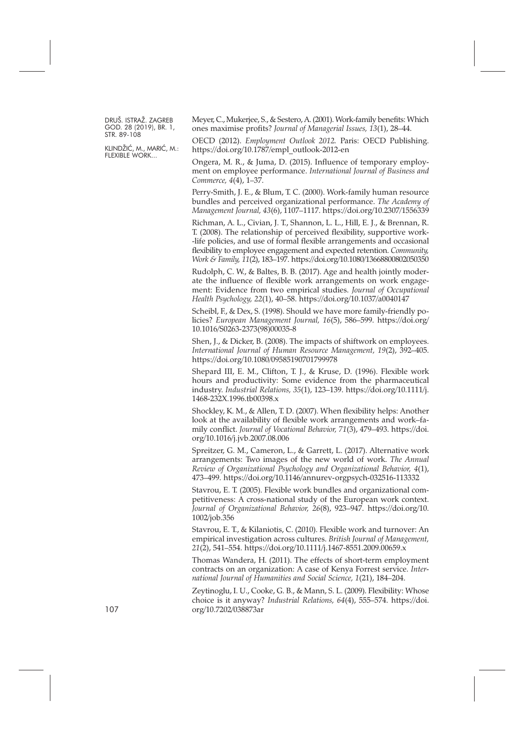Meyer, C., Mukerjee, S., & Sestero, A. (2001). Work-family benefits: Which ones maximise profits? *Journal of Managerial Issues, 13*(1), 28–44.

OECD (2012). *Employment Outlook 2012.* Paris: OECD Publishing. https://doi.org/10.1787/empl_outlook-2012-en

Ongera, M. R., & Juma, D. (2015). Influence of temporary employment on employee performance. *International Journal of Business and Commerce, 4*(4), 1–37.

Perry-Smith, J. E., & Blum, T. C. (2000). Work-family human resource bundles and perceived organizational performance. *The Academy of Management Journal, 43*(6), 1107–1117. https://doi.org/10.2307/1556339

Richman, A. L., Civian, J. T., Shannon, L. L., Hill, E. J., & Brennan, R. T. (2008). The relationship of perceived flexibility, supportive work-life policies, and use of formal flexible arrangements and occasional flexibility to employee engagement and expected retention. *Community, Work & Family, 11*(2), 183–197. https://doi.org/10.1080/13668800802050350

Rudolph, C. W., & Baltes, B. B. (2017). Age and health jointly moderate the influence of flexible work arrangements on work engagement: Evidence from two empirical studies. *Journal of Occupational Health Psychology, 22*(1), 40–58. https://doi.org/10.1037/a0040147

Scheibl, F., & Dex, S. (1998). Should we have more family-friendly policies? *European Management Journal, 16*(5), 586–599. https://doi.org/10.1016/S0263-2373(98)00035-8

Shen, J., & Dicker, B. (2008). The impacts of shiftwork on employees. *International Journal of Human Resource Management, 19*(2), 392–405. https://doi.org/10.1080/09585190701799978

Shepard III, E. M., Clifton, T. J., & Kruse, D. (1996). Flexible work hours and productivity: Some evidence from the pharmaceutical industry. *Industrial Relations, 35*(1), 123–139. https://doi.org/10.1111/j.1468-232X.1996.tb00398.x

Shockley, K. M., & Allen, T. D. (2007). When flexibility helps: Another look at the availability of flexible work arrangements and work–family conflict. *Journal of Vocational Behavior, 71*(3), 479–493. https://doi.org/10.1016/j.jvb.2007.08.006

Spreitzer, G. M., Cameron, L., & Garrett, L. (2017). Alternative work arrangements: Two images of the new world of work. *The Annual Review of Organizational Psychology and Organizational Behavior, 4*(1), 473–499. https://doi.org/10.1146/annurev-orgpsych-032516-113332

Stavrou, E. T. (2005). Flexible work bundles and organizational competitiveness: A cross-national study of the European work context. *Journal of Organizational Behavior, 26*(8), 923–947. https://doi.org/10.1002/job.356

Stavrou, E. T., & Kilaniotis, C. (2010). Flexible work and turnover: An empirical investigation across cultures. *British Journal of Management, 21*(2), 541–554. https://doi.org/10.1111/j.1467-8551.2009.00659.x

Thomas Wandera, H. (2011). The effects of short-term employment contracts on an organization: A case of Kenya Forrest service. *International Journal of Humanities and Social Science, 1*(21), 184–204.

Zeytinoglu, I. U., Cooke, G. B., & Mann, S. L. (2009). Flexibility: Whose choice is it anyway? *Industrial Relations, 64*(4), 555–574. https://doi.org/10.7202/038873ar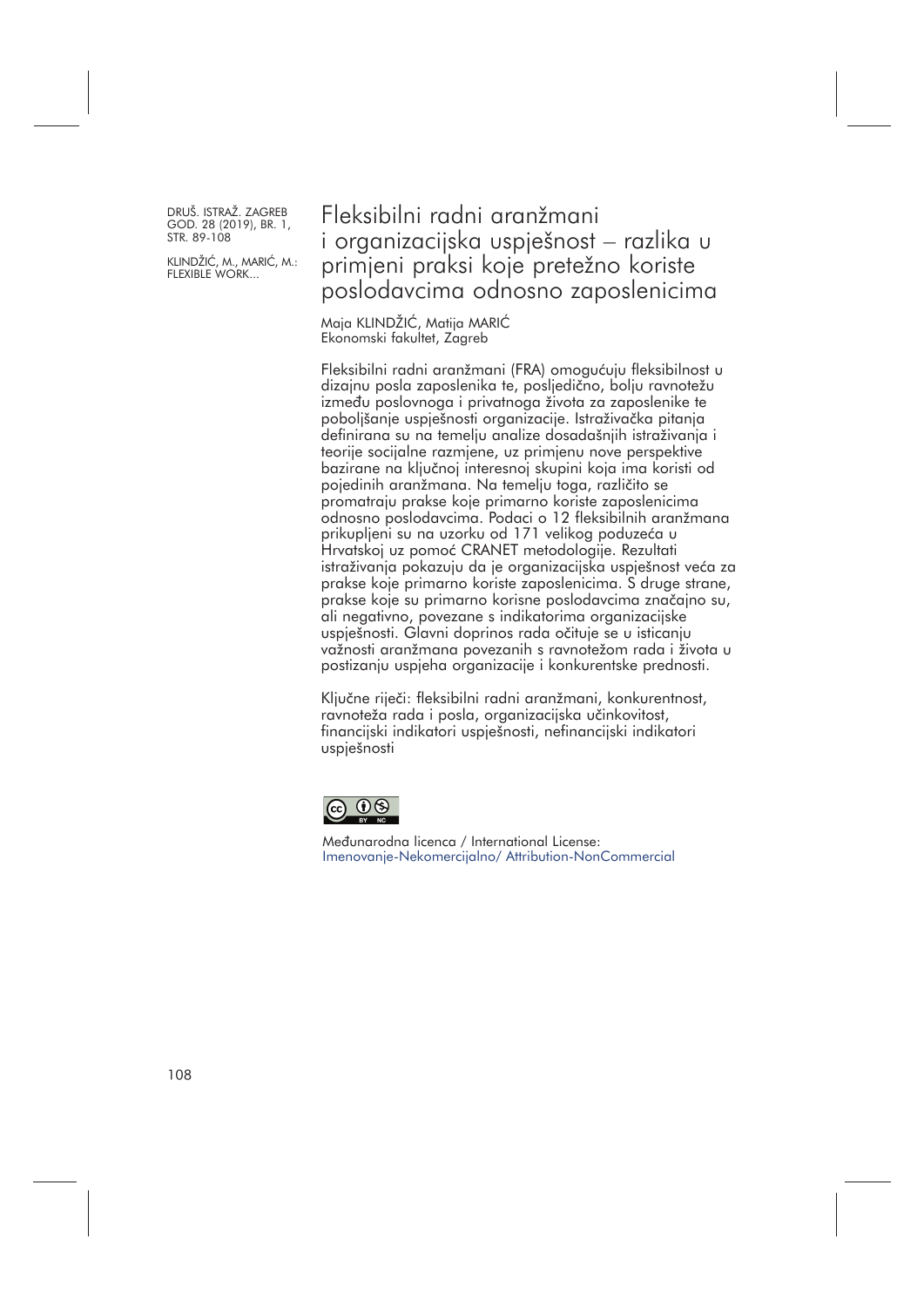# Fleksibilni radni aranžmani i organizacijska uspješnost – razlika u primjeni praksi koje pretežno koriste poslodavcima odnosno zaposlenicima

Maja KLINDŽIĆ, Matija MARIĆ
Ekonomski fakultet, Zagreb

Fleksibilni radni aranžmani (FRA) omogućuju fleksibilnost u dizajnu posla zaposlenika te, posljedično, bolju ravnotežu između poslovnoga i privatnoga života za zaposlenike te poboljšanje uspješnosti organizacije. Istraživačka pitanja definirana su na temelju analize dosadašnjih istraživanja i teorije socijalne razmjene, uz primjenu nove perspektive bazirane na ključnoj interesnoj skupini koja ima koristi od pojedinih aranžmana. Na temelju toga, različito se promatraju prakse koje primarno koriste zaposlenicima odnosno poslodavcima. Podaci o 12 fleksibilnih aranžmana prikupljeni su na uzorku od 171 velikog poduzeća u Hrvatskoj uz pomoć CRANET metodologije. Rezultati istraživanja pokazuju da je organizacijska uspješnost veća za prakse koje primarno koriste zaposlenicima. S druge strane, prakse koje su primarno korisne poslodavcima značajno su, ali negativno, povezane s indikatorima organizacijske uspješnosti. Glavni doprinos rada očituje se u isticanju važnosti aranžmana povezanih s ravnotežom rada i života u postizanju uspjeha organizacije i konkurentske prednosti.

Ključne riječi: fleksibilni radni aranžmani, konkurentnost, ravnoteža rada i posla, organizacijska učinkovitost, financijski indikatori uspješnosti, nefinancijski indikatori uspješnosti

Međunarodna licenca / International License:
Imenovanje-Nekomercijalno/ Attribution-NonCommercial